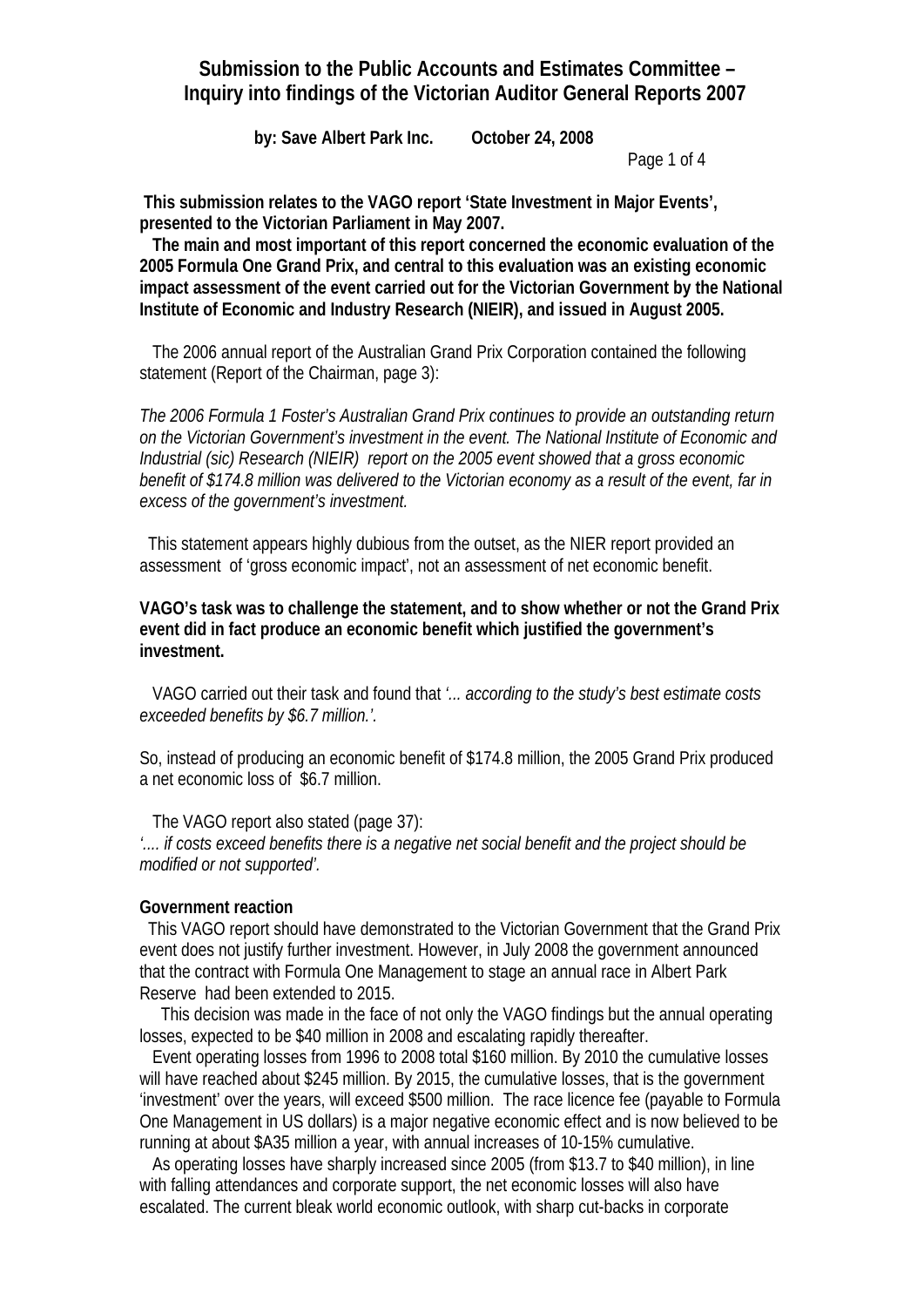# Submission to the Public Accounts and Estimates Committee – Inquiry into findings of the Victorian Auditor General Reports 2007

**by: Save Albert Park Inc. October 24, 2008**

**This submission relates to the VAGO report 'State Investment in Major Events', presented to the Victorian Parliament in May 2007.**

**The main and most important of this report concerned the economic evaluation of the 2005 Formula One Grand Prix, and central to this evaluation was an existing economic impact assessment of the event carried out for the Victorian Government by the National Institute of Economic and Industry Research (NIEIR), and issued in August 2005.**

The 2006 annual report of the Australian Grand Prix Corporation contained the following statement (Report of the Chairman, page 3):

*The 2006 Formula 1 Foster's Australian Grand Prix continues to provide an outstanding return on the Victorian Government's investment in the event. The National Institute of Economic and Industrial (sic) Research (NIEIR) report on the 2005 event showed that a gross economic benefit of $174.8 million was delivered to the Victorian economy as a result of the event, far in excess of the government's investment.*

This statement appears highly dubious from the outset, as the NIER report provided an assessment of 'gross economic impact', not an assessment of net economic benefit.

**VAGO's task was to challenge the statement, and to show whether or not the Grand Prix event did in fact produce an economic benefit which justified the government's investment.**

VAGO carried out their task and found that *'... according to the study's best estimate costs exceeded benefits by $6.7 million.'.*

So, instead of producing an economic benefit of $174.8 million, the 2005 Grand Prix produced a net economic loss of $6.7 million.

The VAGO report also stated (page 37):
*'.... if costs exceed benefits there is a negative net social benefit and the project should be modified or not supported'.*

**Government reaction**

This VAGO report should have demonstrated to the Victorian Government that the Grand Prix event does not justify further investment. However, in July 2008 the government announced that the contract with Formula One Management to stage an annual race in Albert Park Reserve had been extended to 2015.

This decision was made in the face of not only the VAGO findings but the annual operating losses, expected to be $40 million in 2008 and escalating rapidly thereafter.

Event operating losses from 1996 to 2008 total $160 million. By 2010 the cumulative losses will have reached about $245 million. By 2015, the cumulative losses, that is the government 'investment' over the years, will exceed $500 million. The race licence fee (payable to Formula One Management in US dollars) is a major negative economic effect and is now believed to be running at about $A35 million a year, with annual increases of 10-15% cumulative.

As operating losses have sharply increased since 2005 (from $13.7 to $40 million), in line with falling attendances and corporate support, the net economic losses will also have escalated. The current bleak world economic outlook, with sharp cut-backs in corporate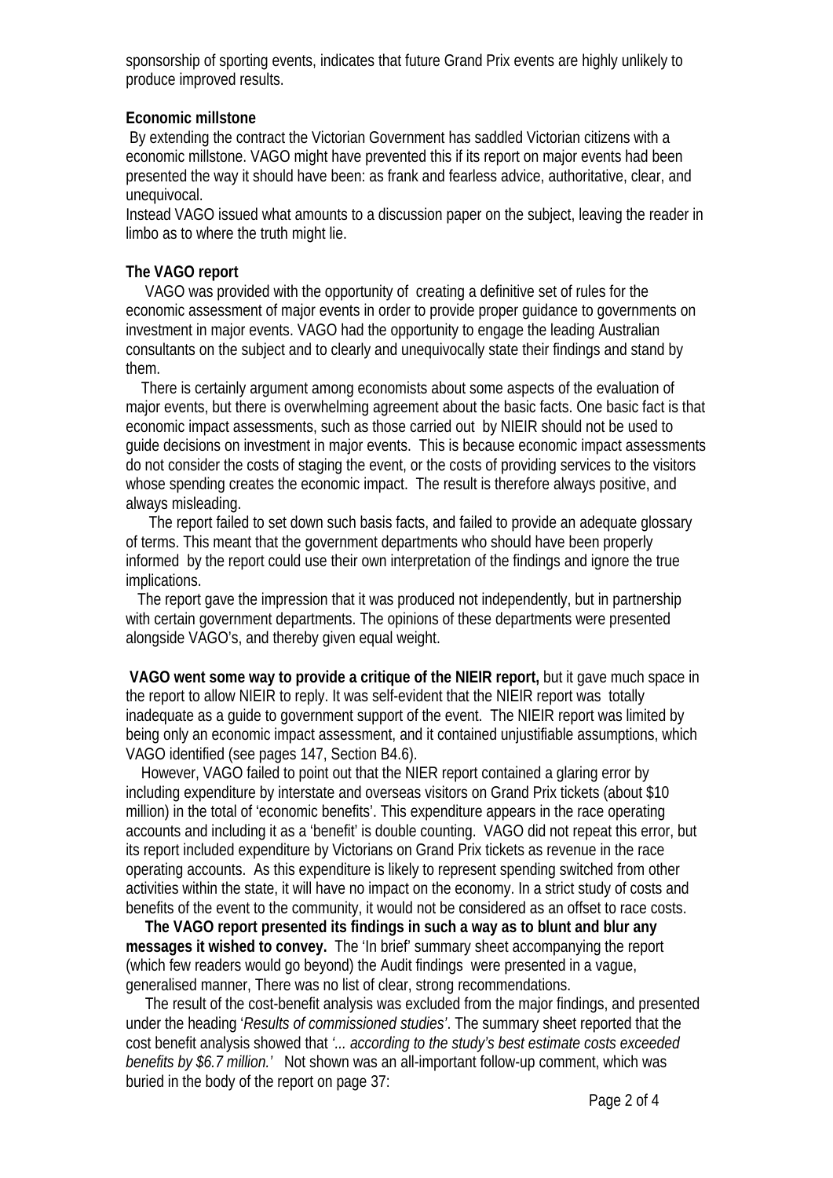sponsorship of sporting events, indicates that future Grand Prix events are highly unlikely to produce improved results.

**Economic millstone**

By extending the contract the Victorian Government has saddled Victorian citizens with a economic millstone. VAGO might have prevented this if its report on major events had been presented the way it should have been: as frank and fearless advice, authoritative, clear, and unequivocal.

Instead VAGO issued what amounts to a discussion paper on the subject, leaving the reader in limbo as to where the truth might lie.

**The VAGO report**

VAGO was provided with the opportunity of creating a definitive set of rules for the economic assessment of major events in order to provide proper guidance to governments on investment in major events. VAGO had the opportunity to engage the leading Australian consultants on the subject and to clearly and unequivocally state their findings and stand by them.

There is certainly argument among economists about some aspects of the evaluation of major events, but there is overwhelming agreement about the basic facts. One basic fact is that economic impact assessments, such as those carried out by NIEIR should not be used to guide decisions on investment in major events. This is because economic impact assessments do not consider the costs of staging the event, or the costs of providing services to the visitors whose spending creates the economic impact. The result is therefore always positive, and always misleading.

The report failed to set down such basis facts, and failed to provide an adequate glossary of terms. This meant that the government departments who should have been properly informed by the report could use their own interpretation of the findings and ignore the true implications.

The report gave the impression that it was produced not independently, but in partnership with certain government departments. The opinions of these departments were presented alongside VAGO's, and thereby given equal weight.

**VAGO went some way to provide a critique of the NIEIR report,** but it gave much space in the report to allow NIEIR to reply. It was self-evident that the NIEIR report was totally inadequate as a guide to government support of the event. The NIEIR report was limited by being only an economic impact assessment, and it contained unjustifiable assumptions, which VAGO identified (see pages 147, Section B4.6).

However, VAGO failed to point out that the NIER report contained a glaring error by including expenditure by interstate and overseas visitors on Grand Prix tickets (about $10 million) in the total of 'economic benefits'. This expenditure appears in the race operating accounts and including it as a 'benefit' is double counting. VAGO did not repeat this error, but its report included expenditure by Victorians on Grand Prix tickets as revenue in the race operating accounts. As this expenditure is likely to represent spending switched from other activities within the state, it will have no impact on the economy. In a strict study of costs and benefits of the event to the community, it would not be considered as an offset to race costs.

**The VAGO report presented its findings in such a way as to blunt and blur any messages it wished to convey.** The 'In brief' summary sheet accompanying the report (which few readers would go beyond) the Audit findings were presented in a vague, generalised manner, There was no list of clear, strong recommendations.

The result of the cost-benefit analysis was excluded from the major findings, and presented under the heading '*Results of commissioned studies*'. The summary sheet reported that the cost benefit analysis showed that *'... according to the study's best estimate costs exceeded benefits by $6.7 million.'* Not shown was an all-important follow-up comment, which was buried in the body of the report on page 37: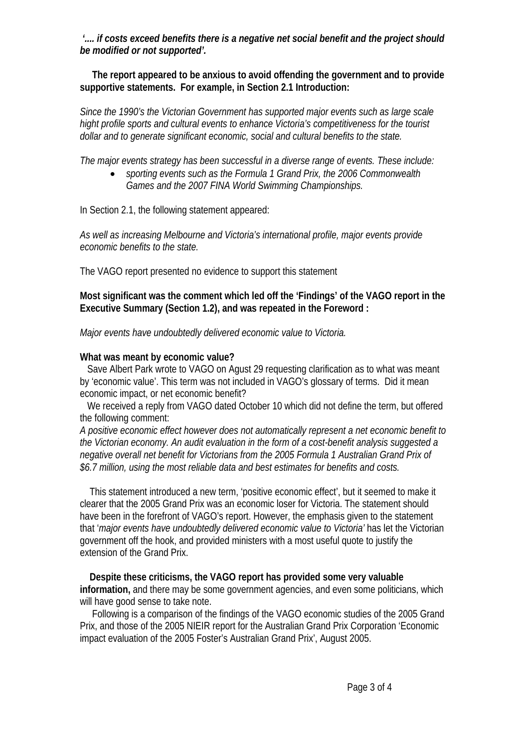***'.... if costs exceed benefits there is a negative net social benefit and the project should be modified or not supported'.***

**The report appeared to be anxious to avoid offending the government and to provide supportive statements. For example, in Section 2.1 Introduction:**

*Since the 1990's the Victorian Government has supported major events such as large scale hight profile sports and cultural events to enhance Victoria's competitiveness for the tourist dollar and to generate significant economic, social and cultural benefits to the state.*

*The major events strategy has been successful in a diverse range of events. These include:*

- *sporting events such as the Formula 1 Grand Prix, the 2006 Commonwealth Games and the 2007 FINA World Swimming Championships.*

In Section 2.1, the following statement appeared:

*As well as increasing Melbourne and Victoria's international profile, major events provide economic benefits to the state.*

The VAGO report presented no evidence to support this statement

**Most significant was the comment which led off the 'Findings' of the VAGO report in the Executive Summary (Section 1.2), and was repeated in the Foreword :**

*Major events have undoubtedly delivered economic value to Victoria.*

**What was meant by economic value?**

Save Albert Park wrote to VAGO on Agust 29 requesting clarification as to what was meant by 'economic value'. This term was not included in VAGO's glossary of terms. Did it mean economic impact, or net economic benefit?

We received a reply from VAGO dated October 10 which did not define the term, but offered the following comment:

*A positive economic effect however does not automatically represent a net economic benefit to the Victorian economy. An audit evaluation in the form of a cost-benefit analysis suggested a negative overall net benefit for Victorians from the 2005 Formula 1 Australian Grand Prix of $6.7 million, using the most reliable data and best estimates for benefits and costs.*

This statement introduced a new term, 'positive economic effect', but it seemed to make it clearer that the 2005 Grand Prix was an economic loser for Victoria. The statement should have been in the forefront of VAGO's report. However, the emphasis given to the statement that '*major events have undoubtedly delivered economic value to Victoria'* has let the Victorian government off the hook, and provided ministers with a most useful quote to justify the extension of the Grand Prix.

**Despite these criticisms, the VAGO report has provided some very valuable information,** and there may be some government agencies, and even some politicians, which will have good sense to take note.

Following is a comparison of the findings of the VAGO economic studies of the 2005 Grand Prix, and those of the 2005 NIEIR report for the Australian Grand Prix Corporation 'Economic impact evaluation of the 2005 Foster's Australian Grand Prix', August 2005.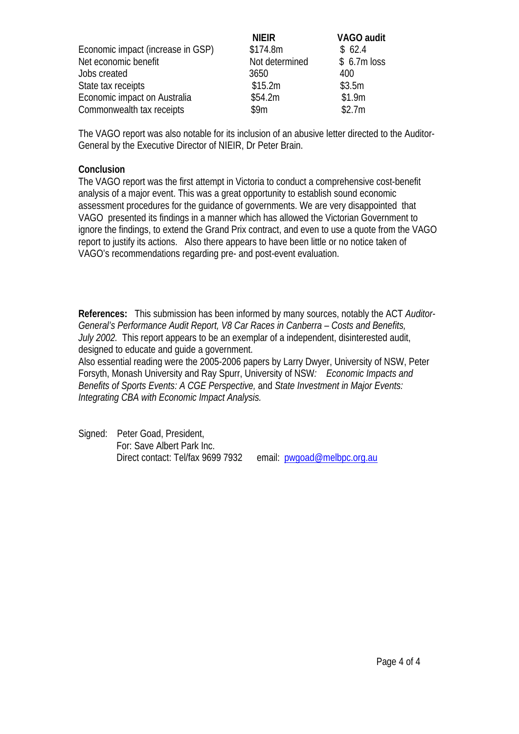| | NIEIR | VAGO audit |
|---|---|---|
| Economic impact (increase in GSP) | $174.8m | $ 62.4 |
| Net economic benefit | Not determined | $ 6.7m loss |
| Jobs created | 3650 | 400 |
| State tax receipts | $15.2m | $3.5m |
| Economic impact on Australia | $54.2m | $1.9m |
| Commonwealth tax receipts | $9m | $2.7m |

The VAGO report was also notable for its inclusion of an abusive letter directed to the Auditor-General by the Executive Director of NIEIR, Dr Peter Brain.

**Conclusion**

The VAGO report was the first attempt in Victoria to conduct a comprehensive cost-benefit analysis of a major event. This was a great opportunity to establish sound economic assessment procedures for the guidance of governments. We are very disappointed that VAGO presented its findings in a manner which has allowed the Victorian Government to ignore the findings, to extend the Grand Prix contract, and even to use a quote from the VAGO report to justify its actions. Also there appears to have been little or no notice taken of VAGO's recommendations regarding pre- and post-event evaluation.

**References:** This submission has been informed by many sources, notably the ACT *Auditor-General's Performance Audit Report, V8 Car Races in Canberra – Costs and Benefits, July 2002.* This report appears to be an exemplar of a independent, disinterested audit, designed to educate and guide a government.

Also essential reading were the 2005-2006 papers by Larry Dwyer, University of NSW, Peter Forsyth, Monash University and Ray Spurr, University of NSW*: Economic Impacts and Benefits of Sports Events: A CGE Perspective,* and *State Investment in Major Events: Integrating CBA with Economic Impact Analysis.*

Signed: Peter Goad, President,
For: Save Albert Park Inc.
Direct contact: Tel/fax 9699 7932 email: pwgoad@melbpc.org.au